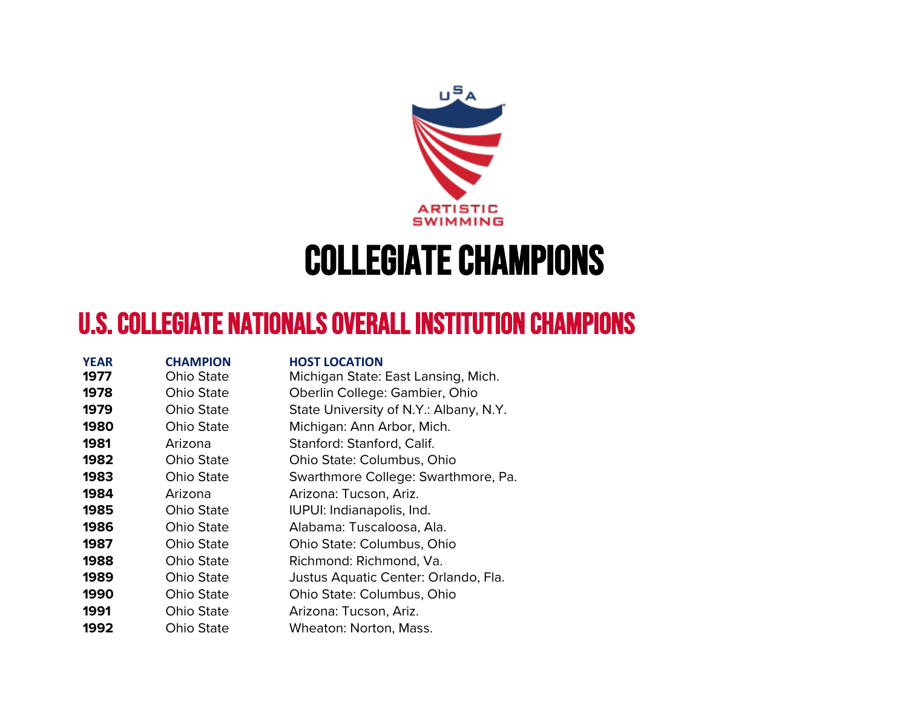# COLLEGIATE CHAMPIONS

## U.S. COLLEGIATE NATIONALS OVERALL INSTITUTION CHAMPIONS

| YEAR | CHAMPION | HOST LOCATION |
|---|---|---|
| **1977** | Ohio State | Michigan State: East Lansing, Mich. |
| **1978** | Ohio State | Oberlin College: Gambier, Ohio |
| **1979** | Ohio State | State University of N.Y.: Albany, N.Y. |
| **1980** | Ohio State | Michigan: Ann Arbor, Mich. |
| **1981** | Arizona | Stanford: Stanford, Calif. |
| **1982** | Ohio State | Ohio State: Columbus, Ohio |
| **1983** | Ohio State | Swarthmore College: Swarthmore, Pa. |
| **1984** | Arizona | Arizona: Tucson, Ariz. |
| **1985** | Ohio State | IUPUI: Indianapolis, Ind. |
| **1986** | Ohio State | Alabama: Tuscaloosa, Ala. |
| **1987** | Ohio State | Ohio State: Columbus, Ohio |
| **1988** | Ohio State | Richmond: Richmond, Va. |
| **1989** | Ohio State | Justus Aquatic Center: Orlando, Fla. |
| **1990** | Ohio State | Ohio State: Columbus, Ohio |
| **1991** | Ohio State | Arizona: Tucson, Ariz. |
| **1992** | Ohio State | Wheaton: Norton, Mass. |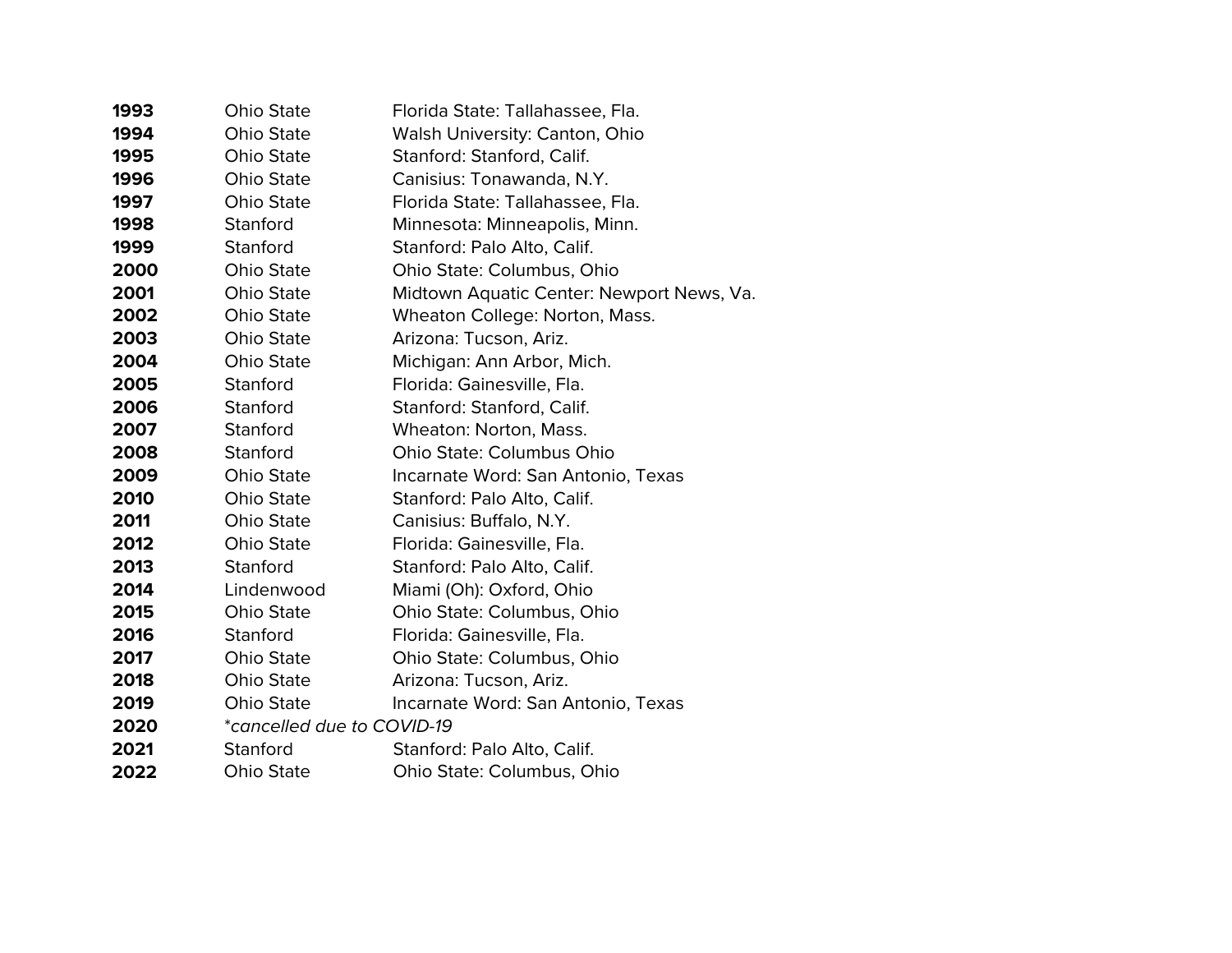| | | |
|---|---|---|
| **1993** | Ohio State | Florida State: Tallahassee, Fla. |
| **1994** | Ohio State | Walsh University: Canton, Ohio |
| **1995** | Ohio State | Stanford: Stanford, Calif. |
| **1996** | Ohio State | Canisius: Tonawanda, N.Y. |
| **1997** | Ohio State | Florida State: Tallahassee, Fla. |
| **1998** | Stanford | Minnesota: Minneapolis, Minn. |
| **1999** | Stanford | Stanford: Palo Alto, Calif. |
| **2000** | Ohio State | Ohio State: Columbus, Ohio |
| **2001** | Ohio State | Midtown Aquatic Center: Newport News, Va. |
| **2002** | Ohio State | Wheaton College: Norton, Mass. |
| **2003** | Ohio State | Arizona: Tucson, Ariz. |
| **2004** | Ohio State | Michigan: Ann Arbor, Mich. |
| **2005** | Stanford | Florida: Gainesville, Fla. |
| **2006** | Stanford | Stanford: Stanford, Calif. |
| **2007** | Stanford | Wheaton: Norton, Mass. |
| **2008** | Stanford | Ohio State: Columbus Ohio |
| **2009** | Ohio State | Incarnate Word: San Antonio, Texas |
| **2010** | Ohio State | Stanford: Palo Alto, Calif. |
| **2011** | Ohio State | Canisius: Buffalo, N.Y. |
| **2012** | Ohio State | Florida: Gainesville, Fla. |
| **2013** | Stanford | Stanford: Palo Alto, Calif. |
| **2014** | Lindenwood | Miami (Oh): Oxford, Ohio |
| **2015** | Ohio State | Ohio State: Columbus, Ohio |
| **2016** | Stanford | Florida: Gainesville, Fla. |
| **2017** | Ohio State | Ohio State: Columbus, Ohio |
| **2018** | Ohio State | Arizona: Tucson, Ariz. |
| **2019** | Ohio State | Incarnate Word: San Antonio, Texas |
| **2020** | *\*cancelled due to COVID-19* | |
| **2021** | Stanford | Stanford: Palo Alto, Calif. |
| **2022** | Ohio State | Ohio State: Columbus, Ohio |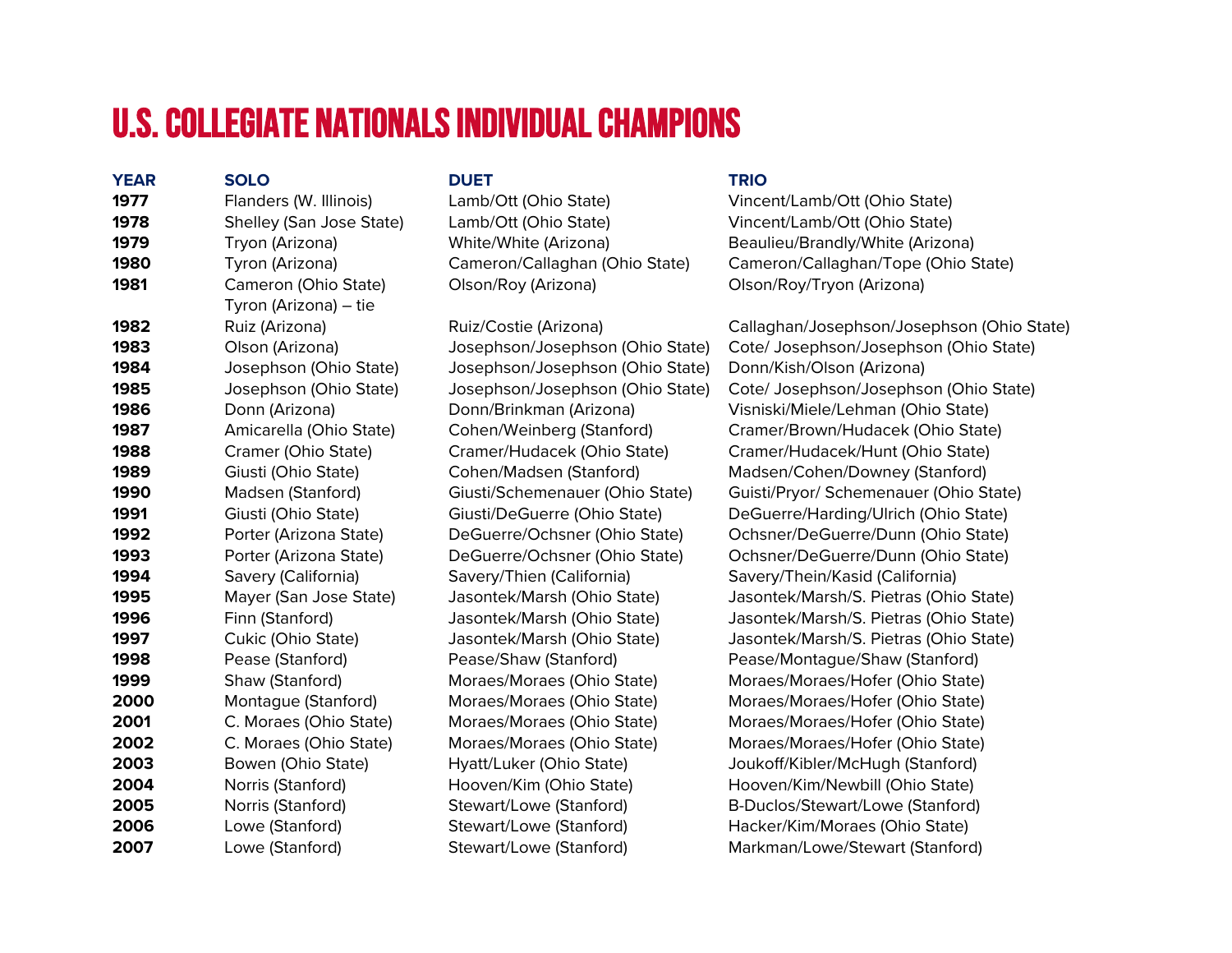# U.S. COLLEGIATE NATIONALS INDIVIDUAL CHAMPIONS

| YEAR | SOLO | DUET | TRIO |
|---|---|---|---|
| 1977 | Flanders (W. Illinois) | Lamb/Ott (Ohio State) | Vincent/Lamb/Ott (Ohio State) |
| 1978 | Shelley (San Jose State) | Lamb/Ott (Ohio State) | Vincent/Lamb/Ott (Ohio State) |
| 1979 | Tryon (Arizona) | White/White (Arizona) | Beaulieu/Brandly/White (Arizona) |
| 1980 | Tyron (Arizona) | Cameron/Callaghan (Ohio State) | Cameron/Callaghan/Tope (Ohio State) |
| 1981 | Cameron (Ohio State) Tyron (Arizona) – tie | Olson/Roy (Arizona) | Olson/Roy/Tryon (Arizona) |
| 1982 | Ruiz (Arizona) | Ruiz/Costie (Arizona) | Callaghan/Josephson/Josephson (Ohio State) |
| 1983 | Olson (Arizona) | Josephson/Josephson (Ohio State) | Cote/ Josephson/Josephson (Ohio State) |
| 1984 | Josephson (Ohio State) | Josephson/Josephson (Ohio State) | Donn/Kish/Olson (Arizona) |
| 1985 | Josephson (Ohio State) | Josephson/Josephson (Ohio State) | Cote/ Josephson/Josephson (Ohio State) |
| 1986 | Donn (Arizona) | Donn/Brinkman (Arizona) | Visniski/Miele/Lehman (Ohio State) |
| 1987 | Amicarella (Ohio State) | Cohen/Weinberg (Stanford) | Cramer/Brown/Hudacek (Ohio State) |
| 1988 | Cramer (Ohio State) | Cramer/Hudacek (Ohio State) | Cramer/Hudacek/Hunt (Ohio State) |
| 1989 | Giusti (Ohio State) | Cohen/Madsen (Stanford) | Madsen/Cohen/Downey (Stanford) |
| 1990 | Madsen (Stanford) | Giusti/Schemenauer (Ohio State) | Guisti/Pryor/ Schemenauer (Ohio State) |
| 1991 | Giusti (Ohio State) | Giusti/DeGuerre (Ohio State) | DeGuerre/Harding/Ulrich (Ohio State) |
| 1992 | Porter (Arizona State) | DeGuerre/Ochsner (Ohio State) | Ochsner/DeGuerre/Dunn (Ohio State) |
| 1993 | Porter (Arizona State) | DeGuerre/Ochsner (Ohio State) | Ochsner/DeGuerre/Dunn (Ohio State) |
| 1994 | Savery (California) | Savery/Thien (California) | Savery/Thein/Kasid (California) |
| 1995 | Mayer (San Jose State) | Jasontek/Marsh (Ohio State) | Jasontek/Marsh/S. Pietras (Ohio State) |
| 1996 | Finn (Stanford) | Jasontek/Marsh (Ohio State) | Jasontek/Marsh/S. Pietras (Ohio State) |
| 1997 | Cukic (Ohio State) | Jasontek/Marsh (Ohio State) | Jasontek/Marsh/S. Pietras (Ohio State) |
| 1998 | Pease (Stanford) | Pease/Shaw (Stanford) | Pease/Montague/Shaw (Stanford) |
| 1999 | Shaw (Stanford) | Moraes/Moraes (Ohio State) | Moraes/Moraes/Hofer (Ohio State) |
| 2000 | Montague (Stanford) | Moraes/Moraes (Ohio State) | Moraes/Moraes/Hofer (Ohio State) |
| 2001 | C. Moraes (Ohio State) | Moraes/Moraes (Ohio State) | Moraes/Moraes/Hofer (Ohio State) |
| 2002 | C. Moraes (Ohio State) | Moraes/Moraes (Ohio State) | Moraes/Moraes/Hofer (Ohio State) |
| 2003 | Bowen (Ohio State) | Hyatt/Luker (Ohio State) | Joukoff/Kibler/McHugh (Stanford) |
| 2004 | Norris (Stanford) | Hooven/Kim (Ohio State) | Hooven/Kim/Newbill (Ohio State) |
| 2005 | Norris (Stanford) | Stewart/Lowe (Stanford) | B-Duclos/Stewart/Lowe (Stanford) |
| 2006 | Lowe (Stanford) | Stewart/Lowe (Stanford) | Hacker/Kim/Moraes (Ohio State) |
| 2007 | Lowe (Stanford) | Stewart/Lowe (Stanford) | Markman/Lowe/Stewart (Stanford) |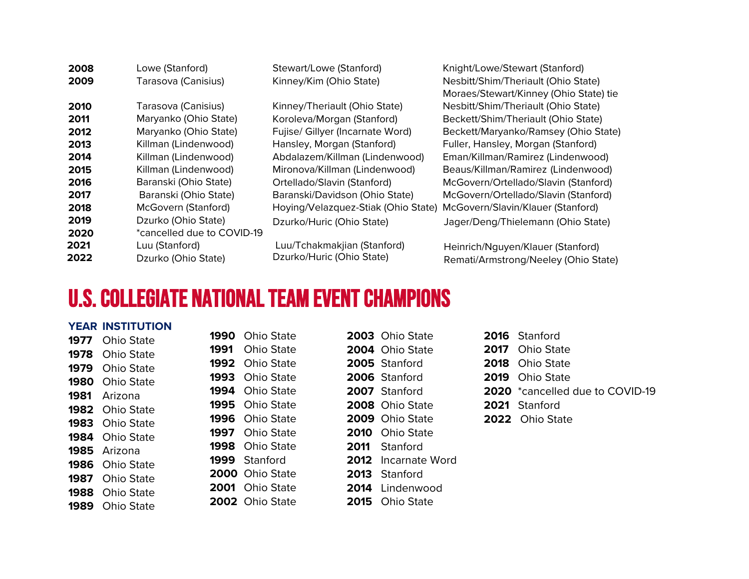| | | | |
|---|---|---|---|
| **2008** | Lowe (Stanford) | Stewart/Lowe (Stanford) | Knight/Lowe/Stewart (Stanford) |
| **2009** | Tarasova (Canisius) | Kinney/Kim (Ohio State) | Nesbitt/Shim/Theriault (Ohio State) Moraes/Stewart/Kinney (Ohio State) tie |
| **2010** | Tarasova (Canisius) | Kinney/Theriault (Ohio State) | Nesbitt/Shim/Theriault (Ohio State) |
| **2011** | Maryanko (Ohio State) | Koroleva/Morgan (Stanford) | Beckett/Shim/Theriault (Ohio State) |
| **2012** | Maryanko (Ohio State) | Fujise/ Gillyer (Incarnate Word) | Beckett/Maryanko/Ramsey (Ohio State) |
| **2013** | Killman (Lindenwood) | Hansley, Morgan (Stanford) | Fuller, Hansley, Morgan (Stanford) |
| **2014** | Killman (Lindenwood) | Abdalazem/Killman (Lindenwood) | Eman/Killman/Ramirez (Lindenwood) |
| **2015** | Killman (Lindenwood) | Mironova/Killman (Lindenwood) | Beaus/Killman/Ramirez (Lindenwood) |
| **2016** | Baranski (Ohio State) | Ortellado/Slavin (Stanford) | McGovern/Ortellado/Slavin (Stanford) |
| **2017** | Baranski (Ohio State) | Baranski/Davidson (Ohio State) | McGovern/Ortellado/Slavin (Stanford) |
| **2018** | McGovern (Stanford) | Hoying/Velazquez-Stiak (Ohio State) | McGovern/Slavin/Klauer (Stanford) |
| **2019** | Dzurko (Ohio State) | Dzurko/Huric (Ohio State) | Jager/Deng/Thielemann (Ohio State) |
| **2020** | *cancelled due to COVID-19 | | |
| **2021** | Luu (Stanford) | Luu/Tchakmakjian (Stanford) | Heinrich/Nguyen/Klauer (Stanford) |
| **2022** | Dzurko (Ohio State) | Dzurko/Huric (Ohio State) | Remati/Armstrong/Neeley (Ohio State) |

# U.S. COLLEGIATE NATIONAL TEAM EVENT CHAMPIONS

| YEAR | INSTITUTION |
|---|---|
| **1977** | Ohio State |
| **1978** | Ohio State |
| **1979** | Ohio State |
| **1980** | Ohio State |
| **1981** | Arizona |
| **1982** | Ohio State |
| **1983** | Ohio State |
| **1984** | Ohio State |
| **1985** | Arizona |
| **1986** | Ohio State |
| **1987** | Ohio State |
| **1988** | Ohio State |
| **1989** | Ohio State |
| **1990** | Ohio State |
| **1991** | Ohio State |
| **1992** | Ohio State |
| **1993** | Ohio State |
| **1994** | Ohio State |
| **1995** | Ohio State |
| **1996** | Ohio State |
| **1997** | Ohio State |
| **1998** | Ohio State |
| **1999** | Stanford |
| **2000** | Ohio State |
| **2001** | Ohio State |
| **2002** | Ohio State |
| **2003** | Ohio State |
| **2004** | Ohio State |
| **2005** | Stanford |
| **2006** | Stanford |
| **2007** | Stanford |
| **2008** | Ohio State |
| **2009** | Ohio State |
| **2010** | Ohio State |
| **2011** | Stanford |
| **2012** | Incarnate Word |
| **2013** | Stanford |
| **2014** | Lindenwood |
| **2015** | Ohio State |
| **2016** | Stanford |
| **2017** | Ohio State |
| **2018** | Ohio State |
| **2019** | Ohio State |
| **2020** | *cancelled due to COVID-19 |
| **2021** | Stanford |
| **2022** | Ohio State |